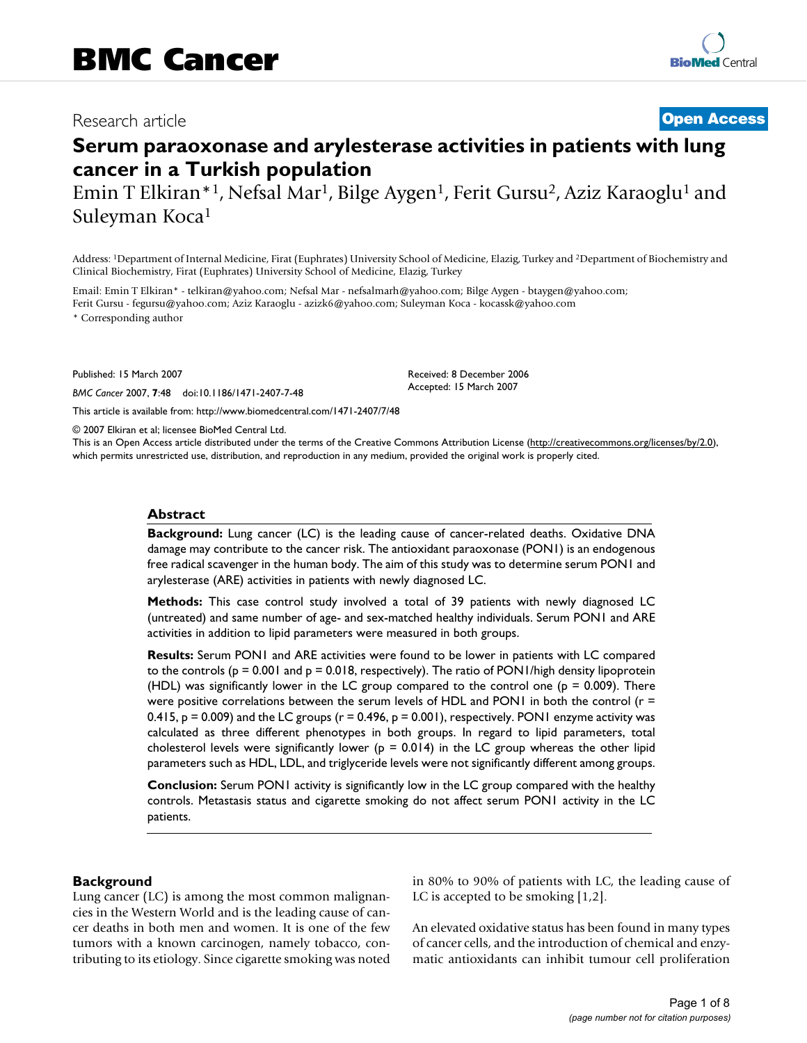# BMC Cancer

Research article

**Open Access**

# Serum paraoxonase and arylesterase activities in patients with lung cancer in a Turkish population

Emin T Elkiran*[1], Nefsal Mar[1], Bilge Aygen[1], Ferit Gursu[2], Aziz Karaoglu[1] and Suleyman Koca[1]

Address: [1]Department of Internal Medicine, Firat (Euphrates) University School of Medicine, Elazig, Turkey and [2]Department of Biochemistry and Clinical Biochemistry, Firat (Euphrates) University School of Medicine, Elazig, Turkey

Email: Emin T Elkiran* - telkiran@yahoo.com; Nefsal Mar - nefsalmarh@yahoo.com; Bilge Aygen - btaygen@yahoo.com; Ferit Gursu - fegursu@yahoo.com; Aziz Karaoglu - azizk6@yahoo.com; Suleyman Koca - kocassk@yahoo.com

* Corresponding author

Published: 15 March 2007

*BMC Cancer* 2007, **7**:48 doi:10.1186/1471-2407-7-48

Received: 8 December 2006
Accepted: 15 March 2007

This article is available from: http://www.biomedcentral.com/1471-2407/7/48

© 2007 Elkiran et al; licensee BioMed Central Ltd.

This is an Open Access article distributed under the terms of the Creative Commons Attribution License (http://creativecommons.org/licenses/by/2.0), which permits unrestricted use, distribution, and reproduction in any medium, provided the original work is properly cited.

## Abstract

**Background:** Lung cancer (LC) is the leading cause of cancer-related deaths. Oxidative DNA damage may contribute to the cancer risk. The antioxidant paraoxonase (PON1) is an endogenous free radical scavenger in the human body. The aim of this study was to determine serum PON1 and arylesterase (ARE) activities in patients with newly diagnosed LC.

**Methods:** This case control study involved a total of 39 patients with newly diagnosed LC (untreated) and same number of age- and sex-matched healthy individuals. Serum PON1 and ARE activities in addition to lipid parameters were measured in both groups.

**Results:** Serum PON1 and ARE activities were found to be lower in patients with LC compared to the controls ($p = 0.001$ and $p = 0.018$, respectively). The ratio of PON1/high density lipoprotein (HDL) was significantly lower in the LC group compared to the control one ($p = 0.009$). There were positive correlations between the serum levels of HDL and PON1 in both the control ($r = 0.415$, $p = 0.009$) and the LC groups ($r = 0.496$, $p = 0.001$), respectively. PON1 enzyme activity was calculated as three different phenotypes in both groups. In regard to lipid parameters, total cholesterol levels were significantly lower ($p = 0.014$) in the LC group whereas the other lipid parameters such as HDL, LDL, and triglyceride levels were not significantly different among groups.

**Conclusion:** Serum PON1 activity is significantly low in the LC group compared with the healthy controls. Metastasis status and cigarette smoking do not affect serum PON1 activity in the LC patients.

## Background

Lung cancer (LC) is among the most common malignancies in the Western World and is the leading cause of cancer deaths in both men and women. It is one of the few tumors with a known carcinogen, namely tobacco, contributing to its etiology. Since cigarette smoking was noted in 80% to 90% of patients with LC, the leading cause of LC is accepted to be smoking [1,2].

An elevated oxidative status has been found in many types of cancer cells, and the introduction of chemical and enzymatic antioxidants can inhibit tumour cell proliferation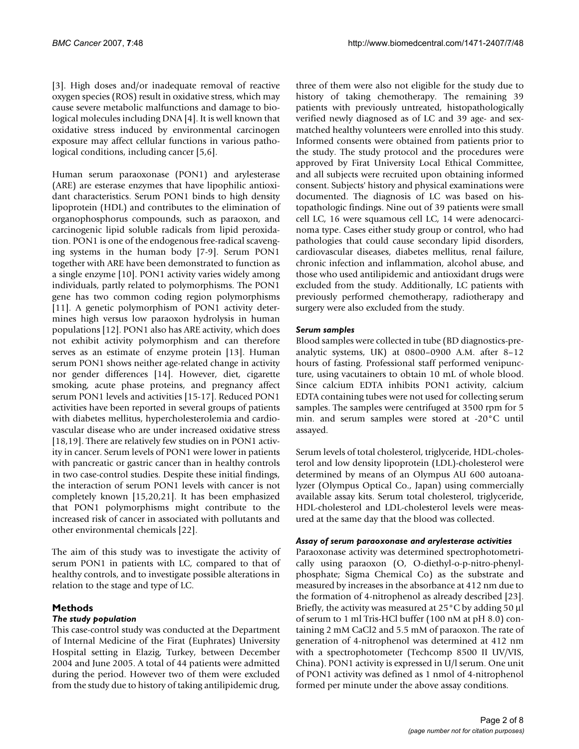[3]. High doses and/or inadequate removal of reactive oxygen species (ROS) result in oxidative stress, which may cause severe metabolic malfunctions and damage to biological molecules including DNA [4]. It is well known that oxidative stress induced by environmental carcinogen exposure may affect cellular functions in various pathological conditions, including cancer [5,6].

Human serum paraoxonase (PON1) and arylesterase (ARE) are esterase enzymes that have lipophilic antioxidant characteristics. Serum PON1 binds to high density lipoprotein (HDL) and contributes to the elimination of organophosphorus compounds, such as paraoxon, and carcinogenic lipid soluble radicals from lipid peroxidation. PON1 is one of the endogenous free-radical scavenging systems in the human body [7-9]. Serum PON1 together with ARE have been demonstrated to function as a single enzyme [10]. PON1 activity varies widely among individuals, partly related to polymorphisms. The PON1 gene has two common coding region polymorphisms [11]. A genetic polymorphism of PON1 activity determines high versus low paraoxon hydrolysis in human populations [12]. PON1 also has ARE activity, which does not exhibit activity polymorphism and can therefore serves as an estimate of enzyme protein [13]. Human serum PON1 shows neither age-related change in activity nor gender differences [14]. However, diet, cigarette smoking, acute phase proteins, and pregnancy affect serum PON1 levels and activities [15-17]. Reduced PON1 activities have been reported in several groups of patients with diabetes mellitus, hypercholesterolemia and cardiovascular disease who are under increased oxidative stress [18,19]. There are relatively few studies on in PON1 activity in cancer. Serum levels of PON1 were lower in patients with pancreatic or gastric cancer than in healthy controls in two case-control studies. Despite these initial findings, the interaction of serum PON1 levels with cancer is not completely known [15,20,21]. It has been emphasized that PON1 polymorphisms might contribute to the increased risk of cancer in associated with pollutants and other environmental chemicals [22].

The aim of this study was to investigate the activity of serum PON1 in patients with LC, compared to that of healthy controls, and to investigate possible alterations in relation to the stage and type of LC.

## Methods

### *The study population*

This case-control study was conducted at the Department of Internal Medicine of the Firat (Euphrates) University Hospital setting in Elazig, Turkey, between December 2004 and June 2005. A total of 44 patients were admitted during the period. However two of them were excluded from the study due to history of taking antilipidemic drug, three of them were also not eligible for the study due to history of taking chemotherapy. The remaining 39 patients with previously untreated, histopathologically verified newly diagnosed as of LC and 39 age- and sex-matched healthy volunteers were enrolled into this study. Informed consents were obtained from patients prior to the study. The study protocol and the procedures were approved by Firat University Local Ethical Committee, and all subjects were recruited upon obtaining informed consent. Subjects' history and physical examinations were documented. The diagnosis of LC was based on histopathologic findings. Nine out of 39 patients were small cell LC, 16 were squamous cell LC, 14 were adenocarcinoma type. Cases either study group or control, who had pathologies that could cause secondary lipid disorders, cardiovascular diseases, diabetes mellitus, renal failure, chronic infection and inflammation, alcohol abuse, and those who used antilipidemic and antioxidant drugs were excluded from the study. Additionally, LC patients with previously performed chemotherapy, radiotherapy and surgery were also excluded from the study.

### *Serum samples*

Blood samples were collected in tube (BD diagnostics-preanalytic systems, UK) at 0800–0900 A.M. after 8–12 hours of fasting. Professional staff performed venipuncture, using vacutainers to obtain 10 mL of whole blood. Since calcium EDTA inhibits PON1 activity, calcium EDTA containing tubes were not used for collecting serum samples. The samples were centrifuged at 3500 rpm for 5 min. and serum samples were stored at -20°C until assayed.

Serum levels of total cholesterol, triglyceride, HDL-cholesterol and low density lipoprotein (LDL)-cholesterol were determined by means of an Olympus AU 600 autoanalyzer (Olympus Optical Co., Japan) using commercially available assay kits. Serum total cholesterol, triglyceride, HDL-cholesterol and LDL-cholesterol levels were measured at the same day that the blood was collected.

### *Assay of serum paraoxonase and arylesterase activities*

Paraoxonase activity was determined spectrophotometrically using paraoxon (O, O-diethyl-o-p-nitro-phenylphosphate; Sigma Chemical Co) as the substrate and measured by increases in the absorbance at 412 nm due to the formation of 4-nitrophenol as already described [23]. Briefly, the activity was measured at 25°C by adding 50 µl of serum to 1 ml Tris-HCl buffer (100 nM at pH 8.0) containing 2 mM CaCl2 and 5.5 mM of paraoxon. The rate of generation of 4-nitrophenol was determined at 412 nm with a spectrophotometer (Techcomp 8500 II UV/VIS, China). PON1 activity is expressed in U/l serum. One unit of PON1 activity was defined as 1 nmol of 4-nitrophenol formed per minute under the above assay conditions.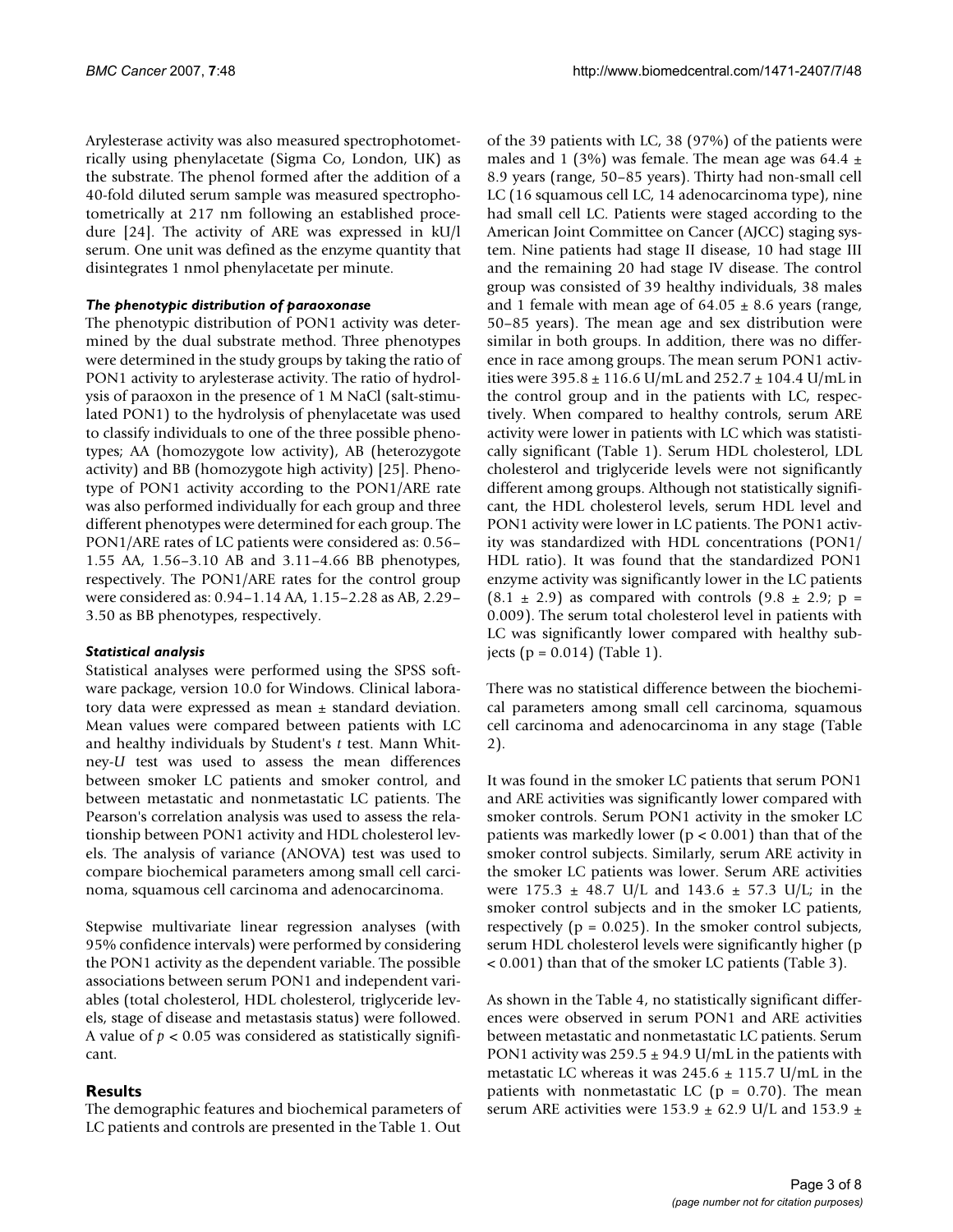Arylesterase activity was also measured spectrophotometrically using phenylacetate (Sigma Co, London, UK) as the substrate. The phenol formed after the addition of a 40-fold diluted serum sample was measured spectrophotometrically at 217 nm following an established procedure [24]. The activity of ARE was expressed in kU/l serum. One unit was defined as the enzyme quantity that disintegrates 1 nmol phenylacetate per minute.

### *The phenotypic distribution of paraoxonase*

The phenotypic distribution of PON1 activity was determined by the dual substrate method. Three phenotypes were determined in the study groups by taking the ratio of PON1 activity to arylesterase activity. The ratio of hydrolysis of paraoxon in the presence of 1 M NaCl (salt-stimulated PON1) to the hydrolysis of phenylacetate was used to classify individuals to one of the three possible phenotypes; AA (homozygote low activity), AB (heterozygote activity) and BB (homozygote high activity) [25]. Phenotype of PON1 activity according to the PON1/ARE rate was also performed individually for each group and three different phenotypes were determined for each group. The PON1/ARE rates of LC patients were considered as: 0.56–1.55 AA, 1.56–3.10 AB and 3.11–4.66 BB phenotypes, respectively. The PON1/ARE rates for the control group were considered as: 0.94–1.14 AA, 1.15–2.28 as AB, 2.29–3.50 as BB phenotypes, respectively.

### *Statistical analysis*

Statistical analyses were performed using the SPSS software package, version 10.0 for Windows. Clinical laboratory data were expressed as mean ± standard deviation. Mean values were compared between patients with LC and healthy individuals by Student's *t* test. Mann Whitney-*U* test was used to assess the mean differences between smoker LC patients and smoker control, and between metastatic and nonmetastatic LC patients. The Pearson's correlation analysis was used to assess the relationship between PON1 activity and HDL cholesterol levels. The analysis of variance (ANOVA) test was used to compare biochemical parameters among small cell carcinoma, squamous cell carcinoma and adenocarcinoma.

Stepwise multivariate linear regression analyses (with 95% confidence intervals) were performed by considering the PON1 activity as the dependent variable. The possible associations between serum PON1 and independent variables (total cholesterol, HDL cholesterol, triglyceride levels, stage of disease and metastasis status) were followed. A value of $p < 0.05$ was considered as statistically significant.

## Results

The demographic features and biochemical parameters of LC patients and controls are presented in the Table 1. Out of the 39 patients with LC, 38 (97%) of the patients were males and 1 (3%) was female. The mean age was 64.4 ± 8.9 years (range, 50–85 years). Thirty had non-small cell LC (16 squamous cell LC, 14 adenocarcinoma type), nine had small cell LC. Patients were staged according to the American Joint Committee on Cancer (AJCC) staging system. Nine patients had stage II disease, 10 had stage III and the remaining 20 had stage IV disease. The control group was consisted of 39 healthy individuals, 38 males and 1 female with mean age of 64.05 ± 8.6 years (range, 50–85 years). The mean age and sex distribution were similar in both groups. In addition, there was no difference in race among groups. The mean serum PON1 activities were 395.8 ± 116.6 U/mL and 252.7 ± 104.4 U/mL in the control group and in the patients with LC, respectively. When compared to healthy controls, serum ARE activity were lower in patients with LC which was statistically significant (Table 1). Serum HDL cholesterol, LDL cholesterol and triglyceride levels were not significantly different among groups. Although not statistically significant, the HDL cholesterol levels, serum HDL level and PON1 activity were lower in LC patients. The PON1 activity was standardized with HDL concentrations (PON1/HDL ratio). It was found that the standardized PON1 enzyme activity was significantly lower in the LC patients (8.1 ± 2.9) as compared with controls (9.8 ± 2.9; $p = 0.009$). The serum total cholesterol level in patients with LC was significantly lower compared with healthy subjects ($p = 0.014$) (Table 1).

There was no statistical difference between the biochemical parameters among small cell carcinoma, squamous cell carcinoma and adenocarcinoma in any stage (Table 2).

It was found in the smoker LC patients that serum PON1 and ARE activities was significantly lower compared with smoker controls. Serum PON1 activity in the smoker LC patients was markedly lower ($p < 0.001$) than that of the smoker control subjects. Similarly, serum ARE activity in the smoker LC patients was lower. Serum ARE activities were 175.3 ± 48.7 U/L and 143.6 ± 57.3 U/L; in the smoker control subjects and in the smoker LC patients, respectively ($p = 0.025$). In the smoker control subjects, serum HDL cholesterol levels were significantly higher ($p < 0.001$) than that of the smoker LC patients (Table 3).

As shown in the Table 4, no statistically significant differences were observed in serum PON1 and ARE activities between metastatic and nonmetastatic LC patients. Serum PON1 activity was 259.5 ± 94.9 U/mL in the patients with metastatic LC whereas it was 245.6 ± 115.7 U/mL in the patients with nonmetastatic LC ($p = 0.70$). The mean serum ARE activities were 153.9 ± 62.9 U/L and 153.9 ±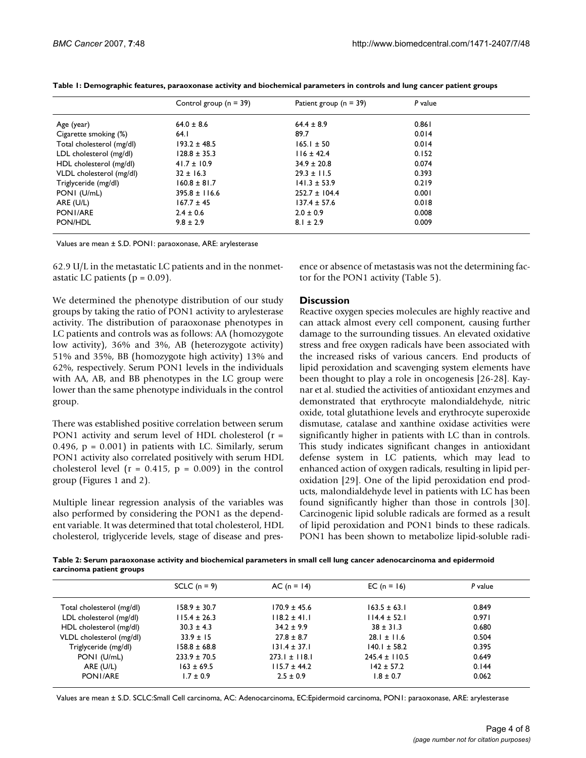**Table 1: Demographic features, paraoxonase activity and biochemical parameters in controls and lung cancer patient groups**

| | Control group (n = 39) | Patient group (n = 39) | *P* value |
|---|---|---|---|
| Age (year) | 64.0 ± 8.6 | 64.4 ± 8.9 | 0.861 |
| Cigarette smoking (%) | 64.1 | 89.7 | 0.014 |
| Total cholesterol (mg/dl) | 193.2 ± 48.5 | 165.1 ± 50 | 0.014 |
| LDL cholesterol (mg/dl) | 128.8 ± 35.3 | 116 ± 42.4 | 0.152 |
| HDL cholesterol (mg/dl) | 41.7 ± 10.9 | 34.9 ± 20.8 | 0.074 |
| VLDL cholesterol (mg/dl) | 32 ± 16.3 | 29.3 ± 11.5 | 0.393 |
| Triglyceride (mg/dl) | 160.8 ± 81.7 | 141.3 ± 53.9 | 0.219 |
| PON1 (U/mL) | 395.8 ± 116.6 | 252.7 ± 104.4 | 0.001 |
| ARE (U/L) | 167.7 ± 45 | 137.4 ± 57.6 | 0.018 |
| PON1/ARE | 2.4 ± 0.6 | 2.0 ± 0.9 | 0.008 |
| PON/HDL | 9.8 ± 2.9 | 8.1 ± 2.9 | 0.009 |

Values are mean ± S.D. PON1: paraoxonase, ARE: arylesterase

62.9 U/L in the metastatic LC patients and in the nonmetastatic LC patients (p = 0.09).

We determined the phenotype distribution of our study groups by taking the ratio of PON1 activity to arylesterase activity. The distribution of paraoxonase phenotypes in LC patients and controls was as follows: AA (homozygote low activity), 36% and 3%, AB (heterozygote activity) 51% and 35%, BB (homozygote high activity) 13% and 62%, respectively. Serum PON1 levels in the individuals with AA, AB, and BB phenotypes in the LC group were lower than the same phenotype individuals in the control group.

There was established positive correlation between serum PON1 activity and serum level of HDL cholesterol (r = 0.496, p = 0.001) in patients with LC. Similarly, serum PON1 activity also correlated positively with serum HDL cholesterol level (r = 0.415, p = 0.009) in the control group (Figures 1 and 2).

Multiple linear regression analysis of the variables was also performed by considering the PON1 as the dependent variable. It was determined that total cholesterol, HDL cholesterol, triglyceride levels, stage of disease and presence or absence of metastasis was not the determining factor for the PON1 activity (Table 5).

## Discussion

Reactive oxygen species molecules are highly reactive and can attack almost every cell component, causing further damage to the surrounding tissues. An elevated oxidative stress and free oxygen radicals have been associated with the increased risks of various cancers. End products of lipid peroxidation and scavenging system elements have been thought to play a role in oncogenesis [26-28]. Kaynar et al. studied the activities of antioxidant enzymes and demonstrated that erythrocyte malondialdehyde, nitric oxide, total glutathione levels and erythrocyte superoxide dismutase, catalase and xanthine oxidase activities were significantly higher in patients with LC than in controls. This study indicates significant changes in antioxidant defense system in LC patients, which may lead to enhanced action of oxygen radicals, resulting in lipid peroxidation [29]. One of the lipid peroxidation end products, malondialdehyde level in patients with LC has been found significantly higher than those in controls [30]. Carcinogenic lipid soluble radicals are formed as a result of lipid peroxidation and PON1 binds to these radicals. PON1 has been shown to metabolize lipid-soluble radi-

**Table 2: Serum paraoxonase activity and biochemical parameters in small cell lung cancer adenocarcinoma and epidermoid carcinoma patient groups**

| | SCLC (n = 9) | AC (n = 14) | EC (n = 16) | *P* value |
|---|---|---|---|---|
| Total cholesterol (mg/dl) | 158.9 ± 30.7 | 170.9 ± 45.6 | 163.5 ± 63.1 | 0.849 |
| LDL cholesterol (mg/dl) | 115.4 ± 26.3 | 118.2 ± 41.1 | 114.4 ± 52.1 | 0.971 |
| HDL cholesterol (mg/dl) | 30.3 ± 4.3 | 34.2 ± 9.9 | 38 ± 31.3 | 0.680 |
| VLDL cholesterol (mg/dl) | 33.9 ± 15 | 27.8 ± 8.7 | 28.1 ± 11.6 | 0.504 |
| Triglyceride (mg/dl) | 158.8 ± 68.8 | 131.4 ± 37.1 | 140.1 ± 58.2 | 0.395 |
| PON1 (U/mL) | 233.9 ± 70.5 | 273.1 ± 118.1 | 245.4 ± 110.5 | 0.649 |
| ARE (U/L) | 163 ± 69.5 | 115.7 ± 44.2 | 142 ± 57.2 | 0.144 |
| PON1/ARE | 1.7 ± 0.9 | 2.5 ± 0.9 | 1.8 ± 0.7 | 0.062 |

Values are mean ± S.D. SCLC:Small Cell carcinoma, AC: Adenocarcinoma, EC:Epidermoid carcinoma, PON1: paraoxonase, ARE: arylesterase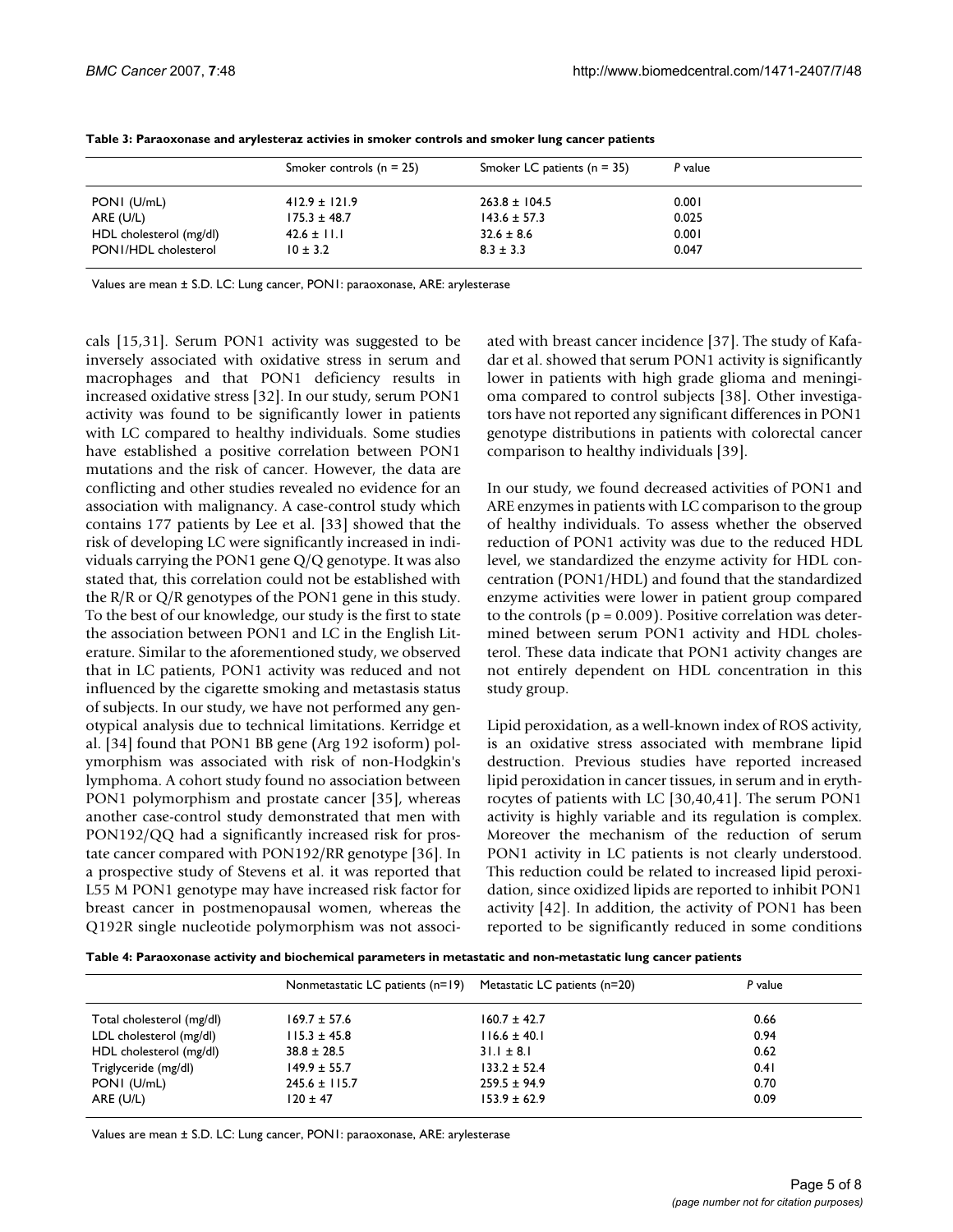**Table 3: Paraoxonase and arylesteraz activies in smoker controls and smoker lung cancer patients**

| | Smoker controls (n = 25) | Smoker LC patients (n = 35) | *P* value |
|---|---|---|---|
| PON1 (U/mL) | 412.9 ± 121.9 | 263.8 ± 104.5 | 0.001 |
| ARE (U/L) | 175.3 ± 48.7 | 143.6 ± 57.3 | 0.025 |
| HDL cholesterol (mg/dl) | 42.6 ± 11.1 | 32.6 ± 8.6 | 0.001 |
| PON1/HDL cholesterol | 10 ± 3.2 | 8.3 ± 3.3 | 0.047 |

Values are mean ± S.D. LC: Lung cancer, PON1: paraoxonase, ARE: arylesterase

cals [15,31]. Serum PON1 activity was suggested to be inversely associated with oxidative stress in serum and macrophages and that PON1 deficiency results in increased oxidative stress [32]. In our study, serum PON1 activity was found to be significantly lower in patients with LC compared to healthy individuals. Some studies have established a positive correlation between PON1 mutations and the risk of cancer. However, the data are conflicting and other studies revealed no evidence for an association with malignancy. A case-control study which contains 177 patients by Lee et al. [33] showed that the risk of developing LC were significantly increased in individuals carrying the PON1 gene Q/Q genotype. It was also stated that, this correlation could not be established with the R/R or Q/R genotypes of the PON1 gene in this study. To the best of our knowledge, our study is the first to state the association between PON1 and LC in the English Literature. Similar to the aforementioned study, we observed that in LC patients, PON1 activity was reduced and not influenced by the cigarette smoking and metastasis status of subjects. In our study, we have not performed any genotypical analysis due to technical limitations. Kerridge et al. [34] found that PON1 BB gene (Arg 192 isoform) polymorphism was associated with risk of non-Hodgkin's lymphoma. A cohort study found no association between PON1 polymorphism and prostate cancer [35], whereas another case-control study demonstrated that men with PON192/QQ had a significantly increased risk for prostate cancer compared with PON192/RR genotype [36]. In a prospective study of Stevens et al. it was reported that L55 M PON1 genotype may have increased risk factor for breast cancer in postmenopausal women, whereas the Q192R single nucleotide polymorphism was not associated with breast cancer incidence [37]. The study of Kafadar et al. showed that serum PON1 activity is significantly lower in patients with high grade glioma and meningioma compared to control subjects [38]. Other investigators have not reported any significant differences in PON1 genotype distributions in patients with colorectal cancer comparison to healthy individuals [39].

In our study, we found decreased activities of PON1 and ARE enzymes in patients with LC comparison to the group of healthy individuals. To assess whether the observed reduction of PON1 activity was due to the reduced HDL level, we standardized the enzyme activity for HDL concentration (PON1/HDL) and found that the standardized enzyme activities were lower in patient group compared to the controls ($p = 0.009$). Positive correlation was determined between serum PON1 activity and HDL cholesterol. These data indicate that PON1 activity changes are not entirely dependent on HDL concentration in this study group.

Lipid peroxidation, as a well-known index of ROS activity, is an oxidative stress associated with membrane lipid destruction. Previous studies have reported increased lipid peroxidation in cancer tissues, in serum and in erythrocytes of patients with LC [30,40,41]. The serum PON1 activity is highly variable and its regulation is complex. Moreover the mechanism of the reduction of serum PON1 activity in LC patients is not clearly understood. This reduction could be related to increased lipid peroxidation, since oxidized lipids are reported to inhibit PON1 activity [42]. In addition, the activity of PON1 has been reported to be significantly reduced in some conditions

**Table 4: Paraoxonase activity and biochemical parameters in metastatic and non-metastatic lung cancer patients**

| | Nonmetastatic LC patients (n=19) | Metastatic LC patients (n=20) | *P* value |
|---|---|---|---|
| Total cholesterol (mg/dl) | 169.7 ± 57.6 | 160.7 ± 42.7 | 0.66 |
| LDL cholesterol (mg/dl) | 115.3 ± 45.8 | 116.6 ± 40.1 | 0.94 |
| HDL cholesterol (mg/dl) | 38.8 ± 28.5 | 31.1 ± 8.1 | 0.62 |
| Triglyceride (mg/dl) | 149.9 ± 55.7 | 133.2 ± 52.4 | 0.41 |
| PON1 (U/mL) | 245.6 ± 115.7 | 259.5 ± 94.9 | 0.70 |
| ARE (U/L) | 120 ± 47 | 153.9 ± 62.9 | 0.09 |

Values are mean ± S.D. LC: Lung cancer, PON1: paraoxonase, ARE: arylesterase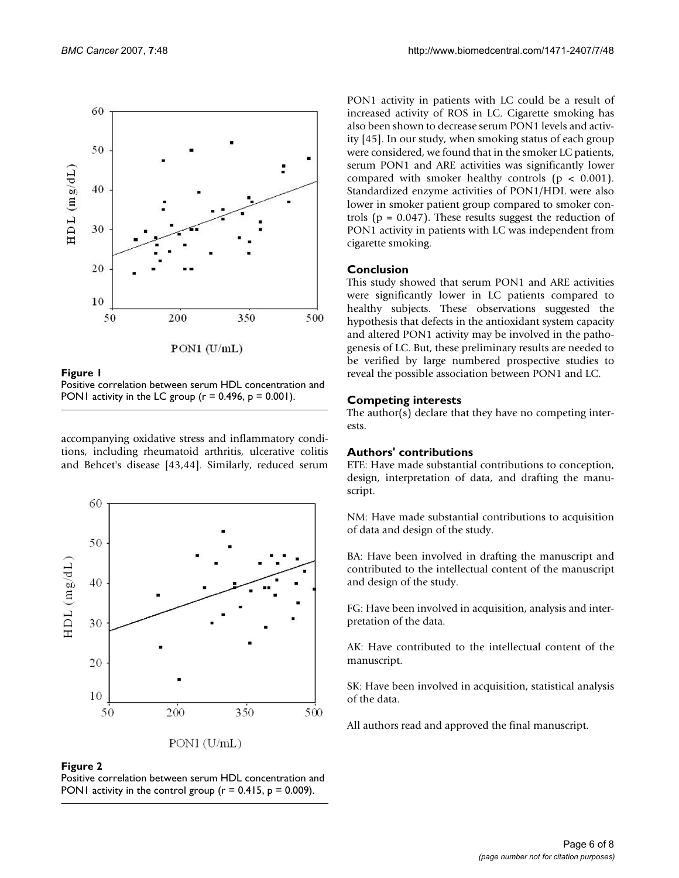**Figure 1**

Positive correlation between serum HDL concentration and PON1 activity in the LC group ($r = 0.496$, $p = 0.001$).

accompanying oxidative stress and inflammatory conditions, including rheumatoid arthritis, ulcerative colitis and Behcet's disease [43,44]. Similarly, reduced serum PON1 activity in patients with LC could be a result of increased activity of ROS in LC. Cigarette smoking has also been shown to decrease serum PON1 levels and activity [45]. In our study, when smoking status of each group were considered, we found that in the smoker LC patients, serum PON1 and ARE activities was significantly lower compared with smoker healthy controls ($p < 0.001$). Standardized enzyme activities of PON1/HDL were also lower in smoker patient group compared to smoker controls ($p = 0.047$). These results suggest the reduction of PON1 activity in patients with LC was independent from cigarette smoking.

**Figure 2**

Positive correlation between serum HDL concentration and PON1 activity in the control group ($r = 0.415$, $p = 0.009$).

## Conclusion

This study showed that serum PON1 and ARE activities were significantly lower in LC patients compared to healthy subjects. These observations suggested the hypothesis that defects in the antioxidant system capacity and altered PON1 activity may be involved in the pathogenesis of LC. But, these preliminary results are needed to be verified by large numbered prospective studies to reveal the possible association between PON1 and LC.

## Competing interests

The author(s) declare that they have no competing interests.

## Authors' contributions

ETE: Have made substantial contributions to conception, design, interpretation of data, and drafting the manuscript.

NM: Have made substantial contributions to acquisition of data and design of the study.

BA: Have been involved in drafting the manuscript and contributed to the intellectual content of the manuscript and design of the study.

FG: Have been involved in acquisition, analysis and interpretation of the data.

AK: Have contributed to the intellectual content of the manuscript.

SK: Have been involved in acquisition, statistical analysis of the data.

All authors read and approved the final manuscript.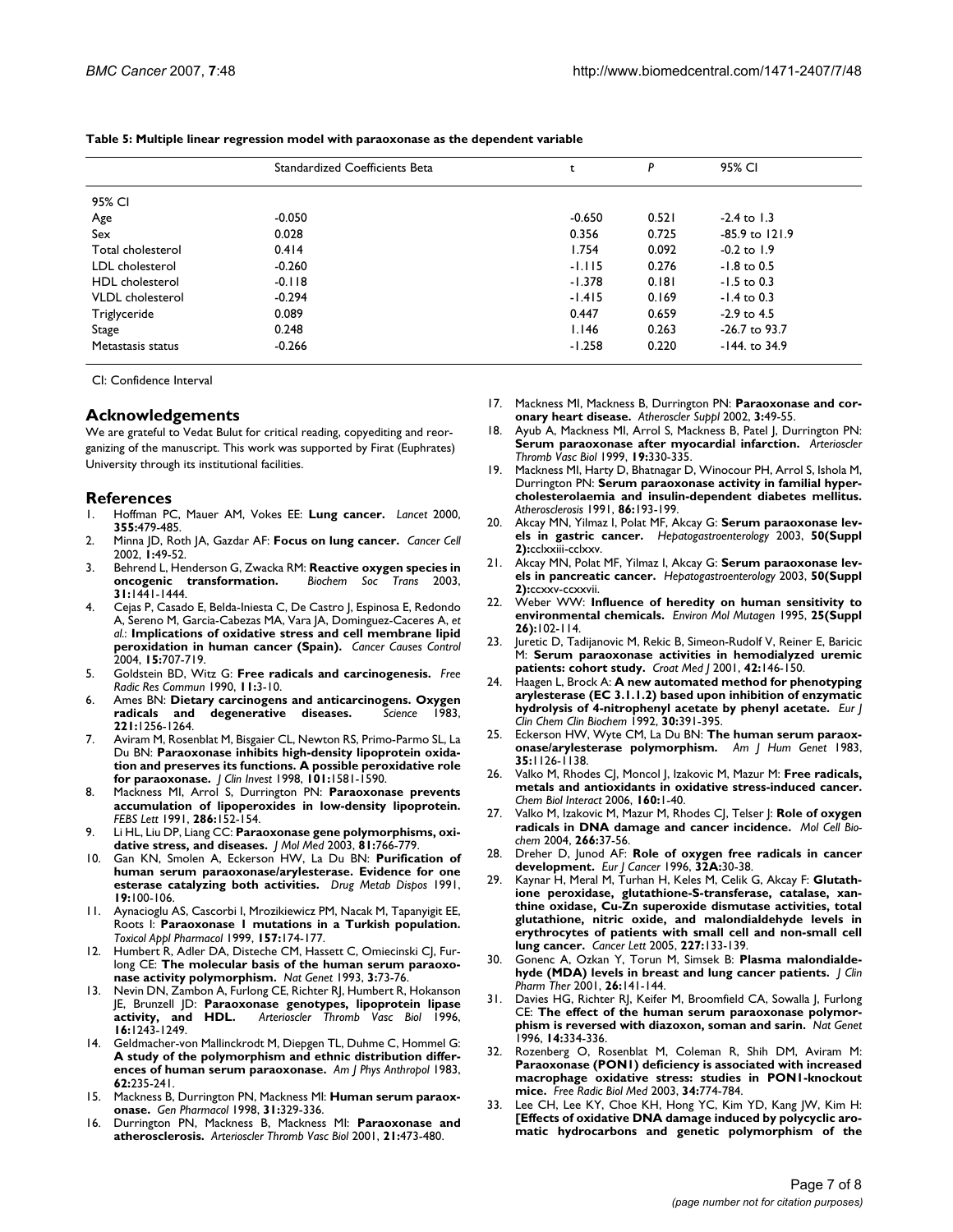**Table 5: Multiple linear regression model with paraoxonase as the dependent variable**

| | Standardized Coefficients Beta | t | P | 95% CI |
|---|---|---|---|---|
| 95% CI | | | | |
| Age | -0.050 | -0.650 | 0.521 | -2.4 to 1.3 |
| Sex | 0.028 | 0.356 | 0.725 | -85.9 to 121.9 |
| Total cholesterol | 0.414 | 1.754 | 0.092 | -0.2 to 1.9 |
| LDL cholesterol | -0.260 | -1.115 | 0.276 | -1.8 to 0.5 |
| HDL cholesterol | -0.118 | -1.378 | 0.181 | -1.5 to 0.3 |
| VLDL cholesterol | -0.294 | -1.415 | 0.169 | -1.4 to 0.3 |
| Triglyceride | 0.089 | 0.447 | 0.659 | -2.9 to 4.5 |
| Stage | 0.248 | 1.146 | 0.263 | -26.7 to 93.7 |
| Metastasis status | -0.266 | -1.258 | 0.220 | -144. to 34.9 |

CI: Confidence Interval

## Acknowledgements

We are grateful to Vedat Bulut for critical reading, copyediting and reorganizing of the manuscript. This work was supported by Firat (Euphrates) University through its institutional facilities.

## References

1. Hoffman PC, Mauer AM, Vokes EE: **Lung cancer.** *Lancet* 2000, **355:**479-485.
2. Minna JD, Roth JA, Gazdar AF: **Focus on lung cancer.** *Cancer Cell* 2002, **1:**49-52.
3. Behrend L, Henderson G, Zwacka RM: **Reactive oxygen species in oncogenic transformation.** *Biochem Soc Trans* 2003, **31:**1441-1444.
4. Cejas P, Casado E, Belda-Iniesta C, De Castro J, Espinosa E, Redondo A, Sereno M, Garcia-Cabezas MA, Vara JA, Dominguez-Caceres A, *et al.*: **Implications of oxidative stress and cell membrane lipid peroxidation in human cancer (Spain).** *Cancer Causes Control* 2004, **15:**707-719.
5. Goldstein BD, Witz G: **Free radicals and carcinogenesis.** *Free Radic Res Commun* 1990, **11:**3-10.
6. Ames BN: **Dietary carcinogens and anticarcinogens. Oxygen radicals and degenerative diseases.** *Science* 1983, **221:**1256-1264.
7. Aviram M, Rosenblat M, Bisgaier CL, Newton RS, Primo-Parmo SL, La Du BN: **Paraoxonase inhibits high-density lipoprotein oxidation and preserves its functions. A possible peroxidative role for paraoxonase.** *J Clin Invest* 1998, **101:**1581-1590.
8. Mackness MI, Arrol S, Durrington PN: **Paraoxonase prevents accumulation of lipoperoxides in low-density lipoprotein.** *FEBS Lett* 1991, **286:**152-154.
9. Li HL, Liu DP, Liang CC: **Paraoxonase gene polymorphisms, oxidative stress, and diseases.** *J Mol Med* 2003, **81:**766-779.
10. Gan KN, Smolen A, Eckerson HW, La Du BN: **Purification of human serum paraoxonase/arylesterase. Evidence for one esterase catalyzing both activities.** *Drug Metab Dispos* 1991, **19:**100-106.
11. Aynacioglu AS, Cascorbi I, Mrozikiewicz PM, Nacak M, Tapanyigit EE, Roots I: **Paraoxonase 1 mutations in a Turkish population.** *Toxicol Appl Pharmacol* 1999, **157:**174-177.
12. Humbert R, Adler DA, Disteche CM, Hassett C, Omiecinski CJ, Furlong CE: **The molecular basis of the human serum paraoxonase activity polymorphism.** *Nat Genet* 1993, **3:**73-76.
13. Nevin DN, Zambon A, Furlong CE, Richter RJ, Humbert R, Hokanson JE, Brunzell JD: **Paraoxonase genotypes, lipoprotein lipase activity, and HDL.** *Arterioscler Thromb Vasc Biol* 1996, **16:**1243-1249.
14. Geldmacher-von Mallinckrodt M, Diepgen TL, Duhme C, Hommel G: **A study of the polymorphism and ethnic distribution differences of human serum paraoxonase.** *Am J Phys Anthropol* 1983, **62:**235-241.
15. Mackness B, Durrington PN, Mackness MI: **Human serum paraoxonase.** *Gen Pharmacol* 1998, **31:**329-336.
16. Durrington PN, Mackness B, Mackness MI: **Paraoxonase and atherosclerosis.** *Arterioscler Thromb Vasc Biol* 2001, **21:**473-480.
17. Mackness MI, Mackness B, Durrington PN: **Paraoxonase and coronary heart disease.** *Atheroscler Suppl* 2002, **3:**49-55.
18. Ayub A, Mackness MI, Arrol S, Mackness B, Patel J, Durrington PN: **Serum paraoxonase after myocardial infarction.** *Arterioscler Thromb Vasc Biol* 1999, **19:**330-335.
19. Mackness MI, Harty D, Bhatnagar D, Winocour PH, Arrol S, Ishola M, Durrington PN: **Serum paraoxonase activity in familial hypercholesterolaemia and insulin-dependent diabetes mellitus.** *Atherosclerosis* 1991, **86:**193-199.
20. Akcay MN, Yilmaz I, Polat MF, Akcay G: **Serum paraoxonase levels in gastric cancer.** *Hepatogastroenterology* 2003, **50(Suppl 2):**cclxxiii-cclxxv.
21. Akcay MN, Polat MF, Yilmaz I, Akcay G: **Serum paraoxonase levels in pancreatic cancer.** *Hepatogastroenterology* 2003, **50(Suppl 2):**ccxxv-ccxxvii.
22. Weber WW: **Influence of heredity on human sensitivity to environmental chemicals.** *Environ Mol Mutagen* 1995, **25(Suppl 26):**102-114.
23. Juretic D, Tadijanovic M, Rekic B, Simeon-Rudolf V, Reiner E, Baricic M: **Serum paraoxonase activities in hemodialyzed uremic patients: cohort study.** *Croat Med J* 2001, **42:**146-150.
24. Haagen L, Brock A: **A new automated method for phenotyping arylesterase (EC 3.1.1.2) based upon inhibition of enzymatic hydrolysis of 4-nitrophenyl acetate by phenyl acetate.** *Eur J Clin Chem Clin Biochem* 1992, **30:**391-395.
25. Eckerson HW, Wyte CM, La Du BN: **The human serum paraoxonase/arylesterase polymorphism.** *Am J Hum Genet* 1983, **35:**1126-1138.
26. Valko M, Rhodes CJ, Moncol J, Izakovic M, Mazur M: **Free radicals, metals and antioxidants in oxidative stress-induced cancer.** *Chem Biol Interact* 2006, **160:**1-40.
27. Valko M, Izakovic M, Mazur M, Rhodes CJ, Telser J: **Role of oxygen radicals in DNA damage and cancer incidence.** *Mol Cell Biochem* 2004, **266:**37-56.
28. Dreher D, Junod AF: **Role of oxygen free radicals in cancer development.** *Eur J Cancer* 1996, **32A:**30-38.
29. Kaynar H, Meral M, Turhan H, Keles M, Celik G, Akcay F: **Glutathione peroxidase, glutathione-S-transferase, catalase, xanthine oxidase, Cu-Zn superoxide dismutase activities, total glutathione, nitric oxide, and malondialdehyde levels in erythrocytes of patients with small cell and non-small cell lung cancer.** *Cancer Lett* 2005, **227:**133-139.
30. Gonenc A, Ozkan Y, Torun M, Simsek B: **Plasma malondialdehyde (MDA) levels in breast and lung cancer patients.** *J Clin Pharm Ther* 2001, **26:**141-144.
31. Davies HG, Richter RJ, Keifer M, Broomfield CA, Sowalla J, Furlong CE: **The effect of the human serum paraoxonase polymorphism is reversed with diazoxon, soman and sarin.** *Nat Genet* 1996, **14:**334-336.
32. Rozenberg O, Rosenblat M, Coleman R, Shih DM, Aviram M: **Paraoxonase (PON1) deficiency is associated with increased macrophage oxidative stress: studies in PON1-knockout mice.** *Free Radic Biol Med* 2003, **34:**774-784.
33. Lee CH, Lee KY, Choe KH, Hong YC, Kim YD, Kang JW, Kim H: **[Effects of oxidative DNA damage induced by polycyclic aromatic hydrocarbons and genetic polymorphism of the**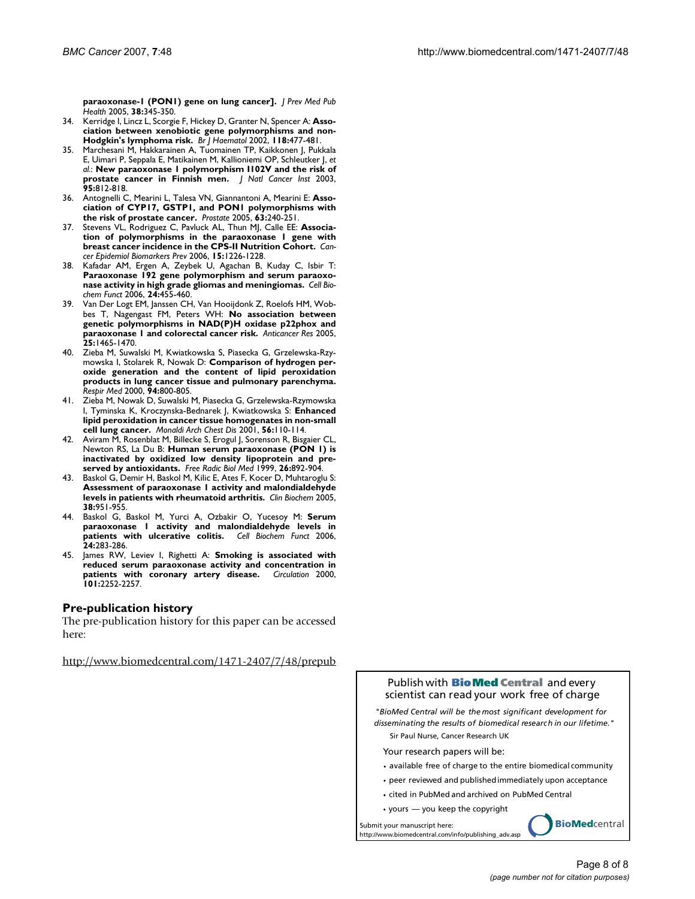**paraoxonase-1 (PON1) gene on lung cancer].** *J Prev Med Pub Health* 2005, **38:**345-350.

34. Kerridge I, Lincz L, Scorgie F, Hickey D, Granter N, Spencer A: **Association between xenobiotic gene polymorphisms and non-Hodgkin's lymphoma risk.** *Br J Haematol* 2002, **118:**477-481.
35. Marchesani M, Hakkarainen A, Tuomainen TP, Kaikkonen J, Pukkala E, Uimari P, Seppala E, Matikainen M, Kallioniemi OP, Schleutker J, *et al.*: **New paraoxonase 1 polymorphism I102V and the risk of prostate cancer in Finnish men.** *J Natl Cancer Inst* 2003, **95:**812-818.
36. Antognelli C, Mearini L, Talesa VN, Giannantoni A, Mearini E: **Association of CYP17, GSTP1, and PON1 polymorphisms with the risk of prostate cancer.** *Prostate* 2005, **63:**240-251.
37. Stevens VL, Rodriguez C, Pavluck AL, Thun MJ, Calle EE: **Association of polymorphisms in the paraoxonase 1 gene with breast cancer incidence in the CPS-II Nutrition Cohort.** *Cancer Epidemiol Biomarkers Prev* 2006, **15:**1226-1228.
38. Kafadar AM, Ergen A, Zeybek U, Agachan B, Kuday C, Isbir T: **Paraoxonase 192 gene polymorphism and serum paraoxonase activity in high grade gliomas and meningiomas.** *Cell Biochem Funct* 2006, **24:**455-460.
39. Van Der Logt EM, Janssen CH, Van Hooijdonk Z, Roelofs HM, Wobbes T, Nagengast FM, Peters WH: **No association between genetic polymorphisms in NAD(P)H oxidase p22phox and paraoxonase 1 and colorectal cancer risk.** *Anticancer Res* 2005, **25:**1465-1470.
40. Zieba M, Suwalski M, Kwiatkowska S, Piasecka G, Grzelewska-Rzymowska I, Stolarek R, Nowak D: **Comparison of hydrogen peroxide generation and the content of lipid peroxidation products in lung cancer tissue and pulmonary parenchyma.** *Respir Med* 2000, **94:**800-805.
41. Zieba M, Nowak D, Suwalski M, Piasecka G, Grzelewska-Rzymowska I, Tyminska K, Kroczynska-Bednarek J, Kwiatkowska S: **Enhanced lipid peroxidation in cancer tissue homogenates in non-small cell lung cancer.** *Monaldi Arch Chest Dis* 2001, **56:**110-114.
42. Aviram M, Rosenblat M, Billecke S, Erogul J, Sorenson R, Bisgaier CL, Newton RS, La Du B: **Human serum paraoxonase (PON 1) is inactivated by oxidized low density lipoprotein and preserved by antioxidants.** *Free Radic Biol Med* 1999, **26:**892-904.
43. Baskol G, Demir H, Baskol M, Kilic E, Ates F, Kocer D, Muhtaroglu S: **Assessment of paraoxonase 1 activity and malondialdehyde levels in patients with rheumatoid arthritis.** *Clin Biochem* 2005, **38:**951-955.
44. Baskol G, Baskol M, Yurci A, Ozbakir O, Yucesoy M: **Serum paraoxonase 1 activity and malondialdehyde levels in patients with ulcerative colitis.** *Cell Biochem Funct* 2006, **24:**283-286.
45. James RW, Leviev I, Righetti A: **Smoking is associated with reduced serum paraoxonase activity and concentration in patients with coronary artery disease.** *Circulation* 2000, **101:**2252-2257.

## Pre-publication history

The pre-publication history for this paper can be accessed here:

http://www.biomedcentral.com/1471-2407/7/48/prepub

Publish with **BioMed Central** and every scientist can read your work free of charge

*"BioMed Central will be the most significant development for disseminating the results of biomedical research in our lifetime."*

Sir Paul Nurse, Cancer Research UK

Your research papers will be:

- available free of charge to the entire biomedical community
- peer reviewed and published immediately upon acceptance
- cited in PubMed and archived on PubMed Central
- yours — you keep the copyright

Submit your manuscript here:
http://www.biomedcentral.com/info/publishing_adv.asp

**BioMed**central